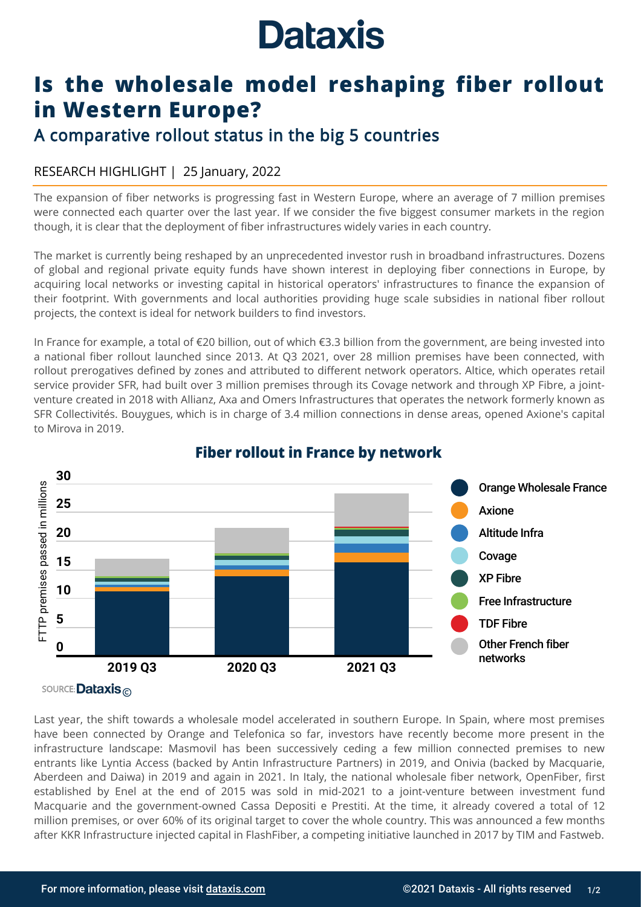# Dataxis

# Is the wholesale model reshaping fiber rollout in Western Europe?

## A comparative rollout status in the big 5 countries

RESEARCH HIGHLIGHT | 25 January, 2022

The expansion of fiber networks is progressing fast in Western Europe, where an average of 7 million premises were connected each quarter over the last year. If we consider the five biggest consumer markets in the region though, it is clear that the deployment of fiber infrastructures widely varies in each country.

The market is currently being reshaped by an unprecedented investor rush in broadband infrastructures. Dozens of global and regional private equity funds have shown interest in deploying fiber connections in Europe, by acquiring local networks or investing capital in historical operators' infrastructures to finance the expansion of their footprint. With governments and local authorities providing huge scale subsidies in national fiber rollout projects, the context is ideal for network builders to find investors.

In France for example, a total of €20 billion, out of which €3.3 billion from the government, are being invested into a national fiber rollout launched since 2013. At Q3 2021, over 28 million premises have been connected, with rollout prerogatives defined by zones and attributed to different network operators. Altice, which operates retail service provider SFR, had built over 3 million premises through its Covage network and through XP Fibre, a joint-venture created in 2018 with Allianz, Axa and Omers Infrastructures that operates the network formerly known as SFR Collectivités. Bouygues, which is in charge of 3.4 million connections in dense areas, opened Axione's capital to Mirova in 2019.

### Fiber rollout in France by network

FTTP premises passed in millions (stacked bars for 2019 Q3, 2020 Q3, 2021 Q3; y-axis 0–30). Legend: Orange Wholesale France, Axione, Altitude Infra, Covage, XP Fibre, Free Infrastructure, TDF Fibre, Other French fiber networks.

SOURCE: Dataxis

Last year, the shift towards a wholesale model accelerated in southern Europe. In Spain, where most premises have been connected by Orange and Telefonica so far, investors have recently become more present in the infrastructure landscape: Masmovil has been successively ceding a few million connected premises to new entrants like Lyntia Access (backed by Antin Infrastructure Partners) in 2019, and Onivia (backed by Macquarie, Aberdeen and Daiwa) in 2019 and again in 2021. In Italy, the national wholesale fiber network, OpenFiber, first established by Enel at the end of 2015 was sold in mid-2021 to a joint-venture between investment fund Macquarie and the government-owned Cassa Depositi e Prestiti. At the time, it already covered a total of 12 million premises, or over 60% of its original target to cover the whole country. This was announced a few months after KKR Infrastructure injected capital in FlashFiber, a competing initiative launched in 2017 by TIM and Fastweb.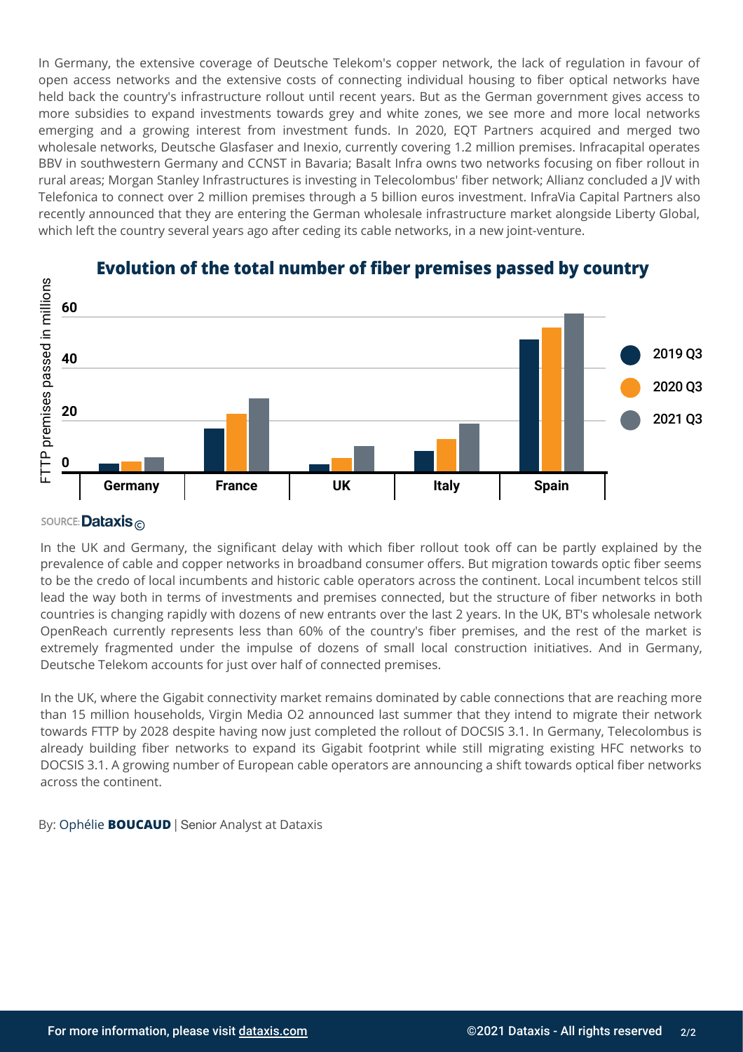In Germany, the extensive coverage of Deutsche Telekom's copper network, the lack of regulation in favour of open access networks and the extensive costs of connecting individual housing to fiber optical networks have held back the country's infrastructure rollout until recent years. But as the German government gives access to more subsidies to expand investments towards grey and white zones, we see more and more local networks emerging and a growing interest from investment funds. In 2020, EQT Partners acquired and merged two wholesale networks, Deutsche Glasfaser and Inexio, currently covering 1.2 million premises. Infracapital operates BBV in southwestern Germany and CCNST in Bavaria; Basalt Infra owns two networks focusing on fiber rollout in rural areas; Morgan Stanley Infrastructures is investing in Telecolombus' fiber network; Allianz concluded a JV with Telefonica to connect over 2 million premises through a 5 billion euros investment. InfraVia Capital Partners also recently announced that they are entering the German wholesale infrastructure market alongside Liberty Global, which left the country several years ago after ceding its cable networks, in a new joint-venture.

**Evolution of the total number of fiber premises passed by country**

FTTP premises passed in millions

60
40
20
0

Germany
France
UK
Italy
Spain

2019 Q3
2020 Q3
2021 Q3

SOURCE: Dataxis ©

In the UK and Germany, the significant delay with which fiber rollout took off can be partly explained by the prevalence of cable and copper networks in broadband consumer offers. But migration towards optic fiber seems to be the credo of local incumbents and historic cable operators across the continent. Local incumbent telcos still lead the way both in terms of investments and premises connected, but the structure of fiber networks in both countries is changing rapidly with dozens of new entrants over the last 2 years. In the UK, BT's wholesale network OpenReach currently represents less than 60% of the country's fiber premises, and the rest of the market is extremely fragmented under the impulse of dozens of small local construction initiatives. And in Germany, Deutsche Telekom accounts for just over half of connected premises.

In the UK, where the Gigabit connectivity market remains dominated by cable connections that are reaching more than 15 million households, Virgin Media O2 announced last summer that they intend to migrate their network towards FTTP by 2028 despite having now just completed the rollout of DOCSIS 3.1. In Germany, Telecolombus is already building fiber networks to expand its Gigabit footprint while still migrating existing HFC networks to DOCSIS 3.1. A growing number of European cable operators are announcing a shift towards optical fiber networks across the continent.

By: Ophélie **BOUCAUD** | Senior Analyst at Dataxis